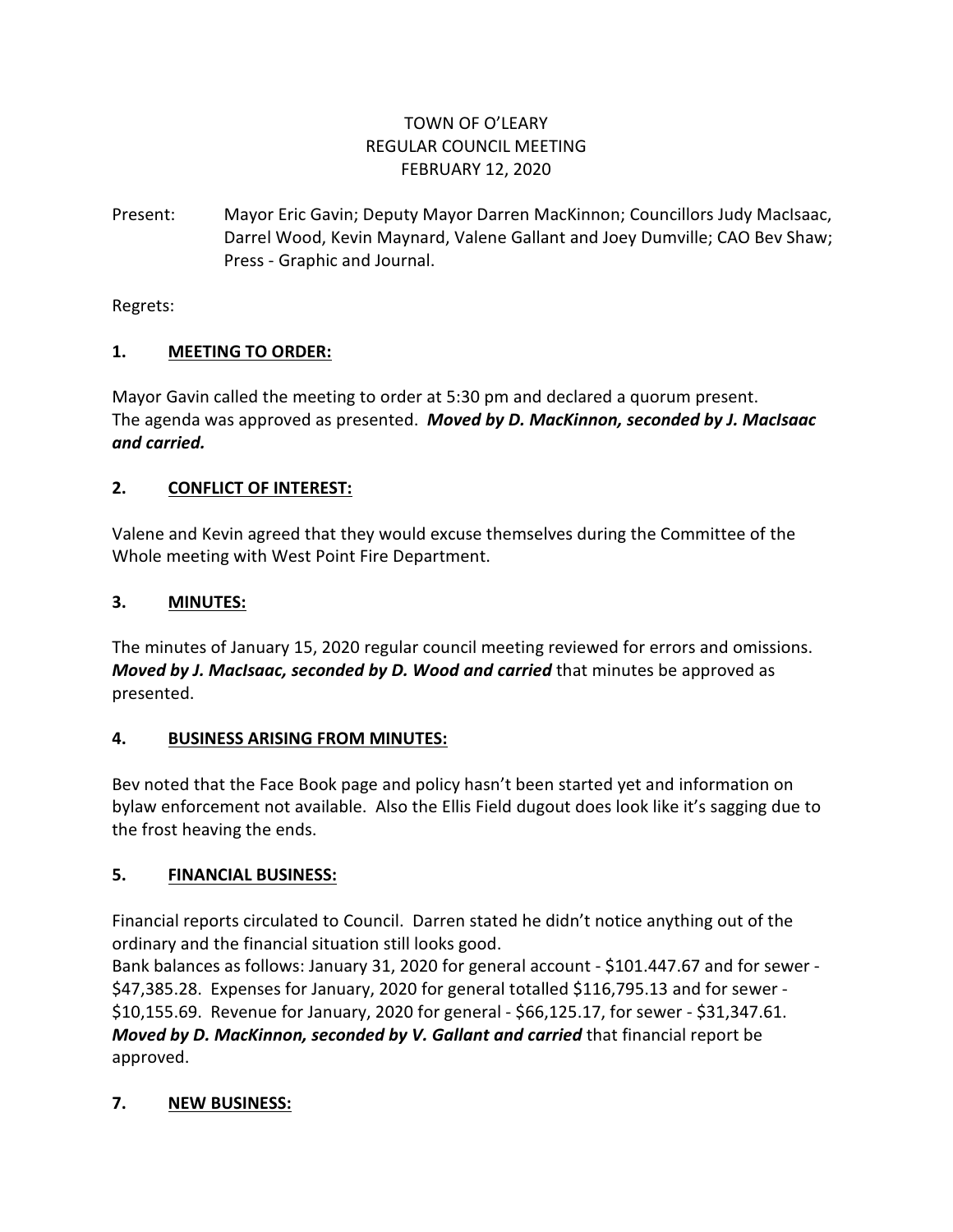# TOWN OF O'LEARY
## REGULAR COUNCIL MEETING
### FEBRUARY 12, 2020

Present: Mayor Eric Gavin; Deputy Mayor Darren MacKinnon; Councillors Judy MacIsaac, Darrel Wood, Kevin Maynard, Valene Gallant and Joey Dumville; CAO Bev Shaw; Press - Graphic and Journal.

Regrets:

## 1. MEETING TO ORDER:

Mayor Gavin called the meeting to order at 5:30 pm and declared a quorum present. The agenda was approved as presented. ***Moved by D. MacKinnon, seconded by J. MacIsaac and carried.***

## 2. CONFLICT OF INTEREST:

Valene and Kevin agreed that they would excuse themselves during the Committee of the Whole meeting with West Point Fire Department.

## 3. MINUTES:

The minutes of January 15, 2020 regular council meeting reviewed for errors and omissions. ***Moved by J. MacIsaac, seconded by D. Wood and carried*** that minutes be approved as presented.

## 4. BUSINESS ARISING FROM MINUTES:

Bev noted that the Face Book page and policy hasn't been started yet and information on bylaw enforcement not available. Also the Ellis Field dugout does look like it's sagging due to the frost heaving the ends.

## 5. FINANCIAL BUSINESS:

Financial reports circulated to Council. Darren stated he didn't notice anything out of the ordinary and the financial situation still looks good.
Bank balances as follows: January 31, 2020 for general account - $101.447.67 and for sewer - $47,385.28. Expenses for January, 2020 for general totalled $116,795.13 and for sewer - $10,155.69. Revenue for January, 2020 for general - $66,125.17, for sewer - $31,347.61. ***Moved by D. MacKinnon, seconded by V. Gallant and carried*** that financial report be approved.

## 7. NEW BUSINESS: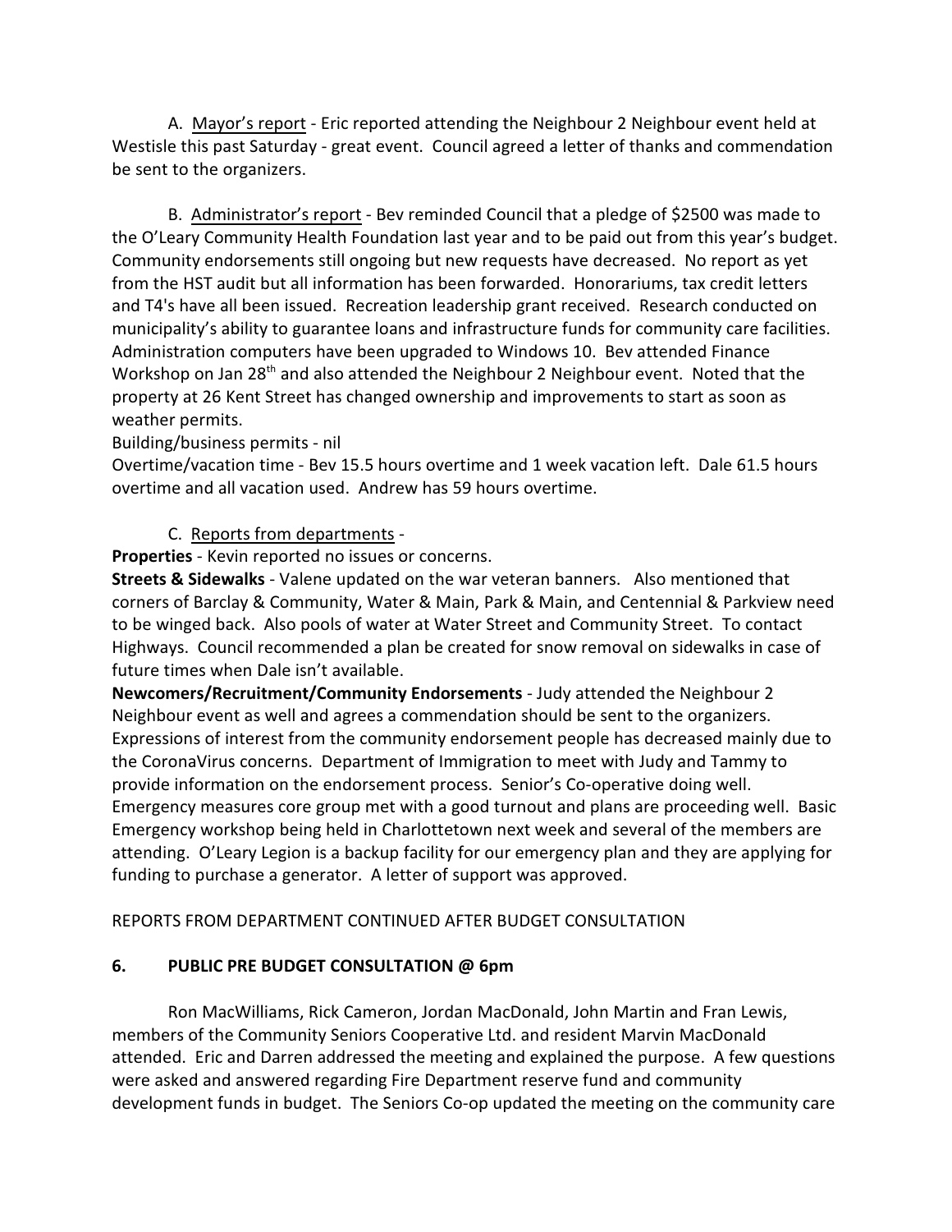A. Mayor's report - Eric reported attending the Neighbour 2 Neighbour event held at Westisle this past Saturday - great event. Council agreed a letter of thanks and commendation be sent to the organizers.

B. Administrator's report - Bev reminded Council that a pledge of $2500 was made to the O'Leary Community Health Foundation last year and to be paid out from this year's budget. Community endorsements still ongoing but new requests have decreased. No report as yet from the HST audit but all information has been forwarded. Honorariums, tax credit letters and T4's have all been issued. Recreation leadership grant received. Research conducted on municipality's ability to guarantee loans and infrastructure funds for community care facilities. Administration computers have been upgraded to Windows 10. Bev attended Finance Workshop on Jan 28th and also attended the Neighbour 2 Neighbour event. Noted that the property at 26 Kent Street has changed ownership and improvements to start as soon as weather permits.

Building/business permits - nil

Overtime/vacation time - Bev 15.5 hours overtime and 1 week vacation left. Dale 61.5 hours overtime and all vacation used. Andrew has 59 hours overtime.

C. Reports from departments -

**Properties** - Kevin reported no issues or concerns.

**Streets & Sidewalks** - Valene updated on the war veteran banners. Also mentioned that corners of Barclay & Community, Water & Main, Park & Main, and Centennial & Parkview need to be winged back. Also pools of water at Water Street and Community Street. To contact Highways. Council recommended a plan be created for snow removal on sidewalks in case of future times when Dale isn't available.

**Newcomers/Recruitment/Community Endorsements** - Judy attended the Neighbour 2 Neighbour event as well and agrees a commendation should be sent to the organizers. Expressions of interest from the community endorsement people has decreased mainly due to the CoronaVirus concerns. Department of Immigration to meet with Judy and Tammy to provide information on the endorsement process. Senior's Co-operative doing well. Emergency measures core group met with a good turnout and plans are proceeding well. Basic Emergency workshop being held in Charlottetown next week and several of the members are attending. O'Leary Legion is a backup facility for our emergency plan and they are applying for funding to purchase a generator. A letter of support was approved.

REPORTS FROM DEPARTMENT CONTINUED AFTER BUDGET CONSULTATION

**6. PUBLIC PRE BUDGET CONSULTATION @ 6pm**

Ron MacWilliams, Rick Cameron, Jordan MacDonald, John Martin and Fran Lewis, members of the Community Seniors Cooperative Ltd. and resident Marvin MacDonald attended. Eric and Darren addressed the meeting and explained the purpose. A few questions were asked and answered regarding Fire Department reserve fund and community development funds in budget. The Seniors Co-op updated the meeting on the community care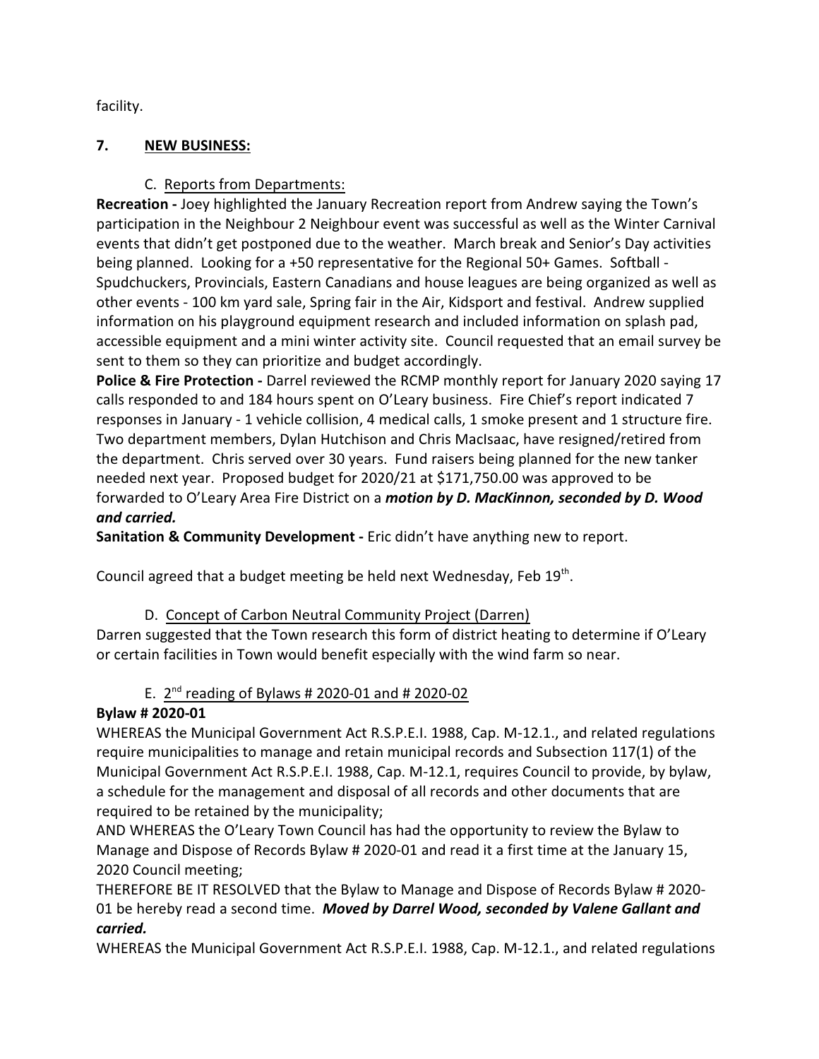facility.

## 7. NEW BUSINESS:

### C. Reports from Departments:

**Recreation -** Joey highlighted the January Recreation report from Andrew saying the Town's participation in the Neighbour 2 Neighbour event was successful as well as the Winter Carnival events that didn't get postponed due to the weather. March break and Senior's Day activities being planned. Looking for a +50 representative for the Regional 50+ Games. Softball - Spudchuckers, Provincials, Eastern Canadians and house leagues are being organized as well as other events - 100 km yard sale, Spring fair in the Air, Kidsport and festival. Andrew supplied information on his playground equipment research and included information on splash pad, accessible equipment and a mini winter activity site. Council requested that an email survey be sent to them so they can prioritize and budget accordingly.

**Police & Fire Protection -** Darrel reviewed the RCMP monthly report for January 2020 saying 17 calls responded to and 184 hours spent on O'Leary business. Fire Chief's report indicated 7 responses in January - 1 vehicle collision, 4 medical calls, 1 smoke present and 1 structure fire. Two department members, Dylan Hutchison and Chris MacIsaac, have resigned/retired from the department. Chris served over 30 years. Fund raisers being planned for the new tanker needed next year. Proposed budget for 2020/21 at $171,750.00 was approved to be forwarded to O'Leary Area Fire District on a ***motion by D. MacKinnon, seconded by D. Wood and carried.***

**Sanitation & Community Development -** Eric didn't have anything new to report.

Council agreed that a budget meeting be held next Wednesday, Feb 19th.

### D. Concept of Carbon Neutral Community Project (Darren)

Darren suggested that the Town research this form of district heating to determine if O'Leary or certain facilities in Town would benefit especially with the wind farm so near.

### E. 2nd reading of Bylaws # 2020-01 and # 2020-02

**Bylaw # 2020-01**

WHEREAS the Municipal Government Act R.S.P.E.I. 1988, Cap. M-12.1., and related regulations require municipalities to manage and retain municipal records and Subsection 117(1) of the Municipal Government Act R.S.P.E.I. 1988, Cap. M-12.1, requires Council to provide, by bylaw, a schedule for the management and disposal of all records and other documents that are required to be retained by the municipality;

AND WHEREAS the O'Leary Town Council has had the opportunity to review the Bylaw to Manage and Dispose of Records Bylaw # 2020-01 and read it a first time at the January 15, 2020 Council meeting;

THEREFORE BE IT RESOLVED that the Bylaw to Manage and Dispose of Records Bylaw # 2020-01 be hereby read a second time. ***Moved by Darrel Wood, seconded by Valene Gallant and carried.***

WHEREAS the Municipal Government Act R.S.P.E.I. 1988, Cap. M-12.1., and related regulations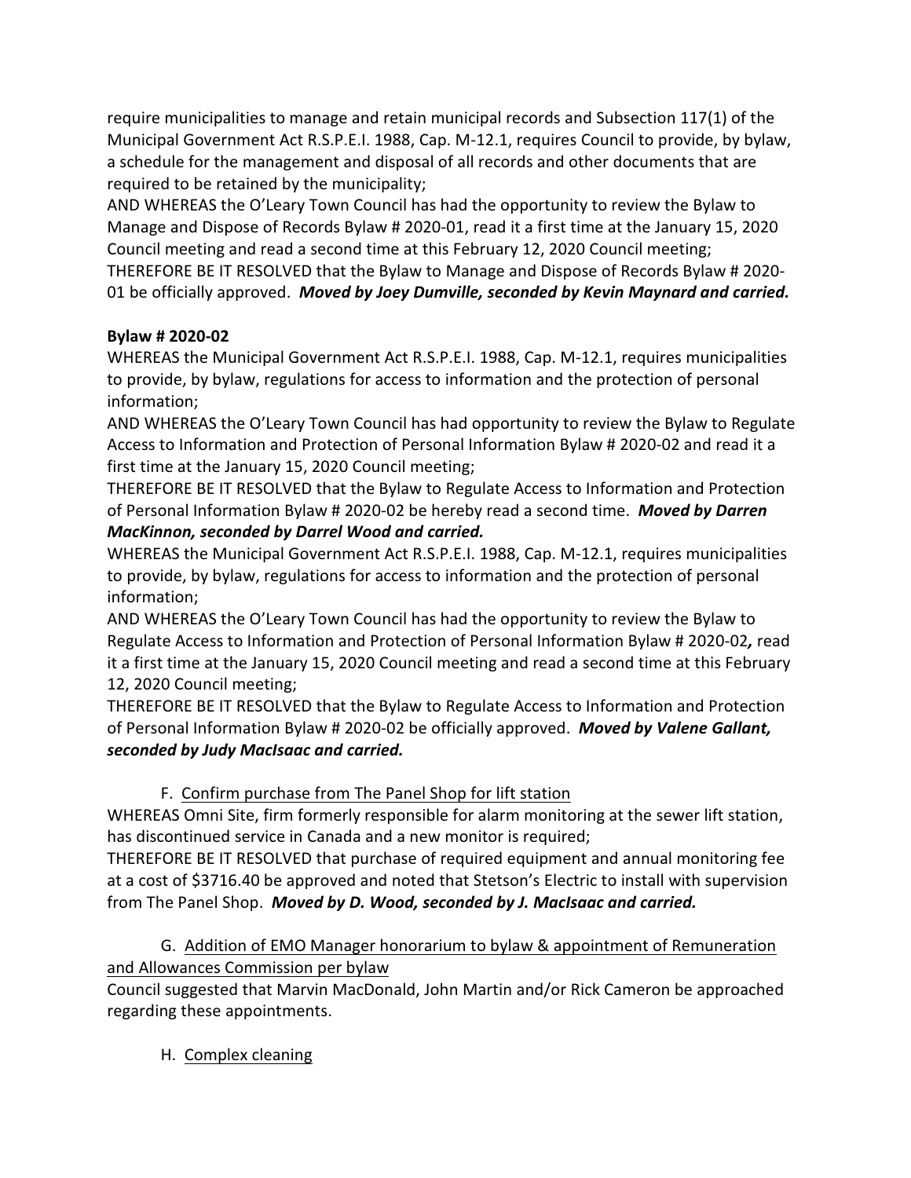require municipalities to manage and retain municipal records and Subsection 117(1) of the Municipal Government Act R.S.P.E.I. 1988, Cap. M-12.1, requires Council to provide, by bylaw, a schedule for the management and disposal of all records and other documents that are required to be retained by the municipality;

AND WHEREAS the O'Leary Town Council has had the opportunity to review the Bylaw to Manage and Dispose of Records Bylaw # 2020-01, read it a first time at the January 15, 2020 Council meeting and read a second time at this February 12, 2020 Council meeting;

THEREFORE BE IT RESOLVED that the Bylaw to Manage and Dispose of Records Bylaw # 2020-01 be officially approved. ***Moved by Joey Dumville, seconded by Kevin Maynard and carried.***

**Bylaw # 2020-02**

WHEREAS the Municipal Government Act R.S.P.E.I. 1988, Cap. M-12.1, requires municipalities to provide, by bylaw, regulations for access to information and the protection of personal information;

AND WHEREAS the O'Leary Town Council has had opportunity to review the Bylaw to Regulate Access to Information and Protection of Personal Information Bylaw # 2020-02 and read it a first time at the January 15, 2020 Council meeting;

THEREFORE BE IT RESOLVED that the Bylaw to Regulate Access to Information and Protection of Personal Information Bylaw # 2020-02 be hereby read a second time. ***Moved by Darren MacKinnon, seconded by Darrel Wood and carried.***

WHEREAS the Municipal Government Act R.S.P.E.I. 1988, Cap. M-12.1, requires municipalities to provide, by bylaw, regulations for access to information and the protection of personal information;

AND WHEREAS the O'Leary Town Council has had the opportunity to review the Bylaw to Regulate Access to Information and Protection of Personal Information Bylaw # 2020-02, read it a first time at the January 15, 2020 Council meeting and read a second time at this February 12, 2020 Council meeting;

THEREFORE BE IT RESOLVED that the Bylaw to Regulate Access to Information and Protection of Personal Information Bylaw # 2020-02 be officially approved. ***Moved by Valene Gallant, seconded by Judy MacIsaac and carried.***

F. <u>Confirm purchase from The Panel Shop for lift station</u>

WHEREAS Omni Site, firm formerly responsible for alarm monitoring at the sewer lift station, has discontinued service in Canada and a new monitor is required;

THEREFORE BE IT RESOLVED that purchase of required equipment and annual monitoring fee at a cost of $3716.40 be approved and noted that Stetson's Electric to install with supervision from The Panel Shop. ***Moved by D. Wood, seconded by J. MacIsaac and carried.***

G. <u>Addition of EMO Manager honorarium to bylaw & appointment of Remuneration and Allowances Commission per bylaw</u>

Council suggested that Marvin MacDonald, John Martin and/or Rick Cameron be approached regarding these appointments.

H. <u>Complex cleaning</u>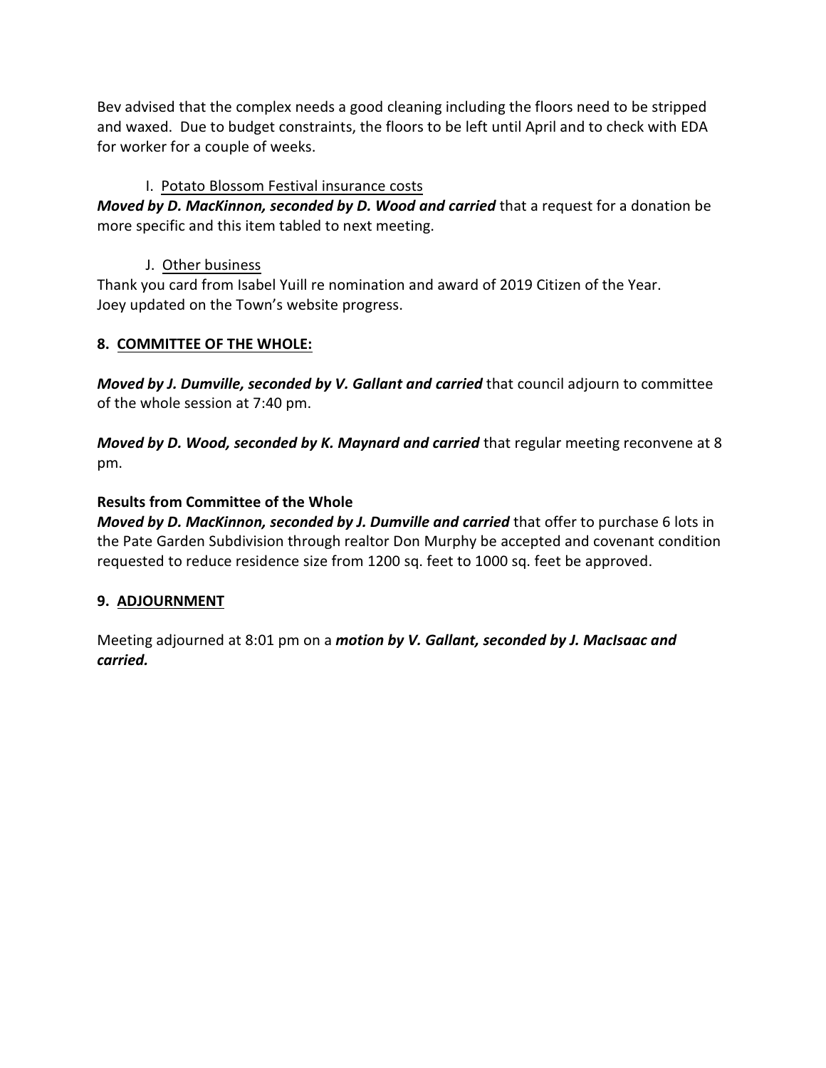Bev advised that the complex needs a good cleaning including the floors need to be stripped and waxed. Due to budget constraints, the floors to be left until April and to check with EDA for worker for a couple of weeks.

I. Potato Blossom Festival insurance costs

***Moved by D. MacKinnon, seconded by D. Wood and carried*** that a request for a donation be more specific and this item tabled to next meeting.

J. Other business

Thank you card from Isabel Yuill re nomination and award of 2019 Citizen of the Year.
Joey updated on the Town's website progress.

## 8. COMMITTEE OF THE WHOLE:

***Moved by J. Dumville, seconded by V. Gallant and carried*** that council adjourn to committee of the whole session at 7:40 pm.

***Moved by D. Wood, seconded by K. Maynard and carried*** that regular meeting reconvene at 8 pm.

**Results from Committee of the Whole**

***Moved by D. MacKinnon, seconded by J. Dumville and carried*** that offer to purchase 6 lots in the Pate Garden Subdivision through realtor Don Murphy be accepted and covenant condition requested to reduce residence size from 1200 sq. feet to 1000 sq. feet be approved.

## 9. ADJOURNMENT

Meeting adjourned at 8:01 pm on a ***motion by V. Gallant, seconded by J. MacIsaac and carried.***